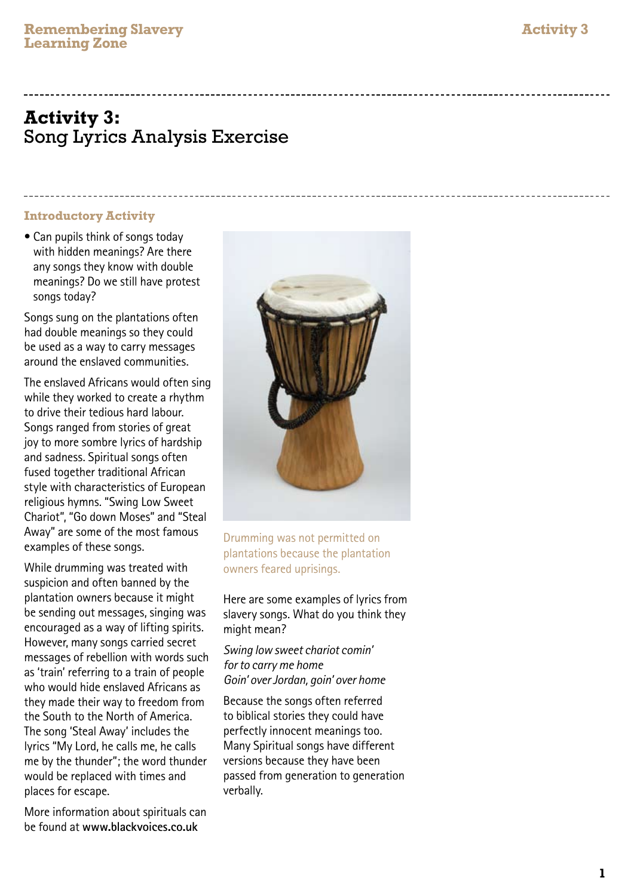# Activity 3:
## Song Lyrics Analysis Exercise

### Introductory Activity

- Can pupils think of songs today with hidden meanings? Are there any songs they know with double meanings? Do we still have protest songs today?

Songs sung on the plantations often had double meanings so they could be used as a way to carry messages around the enslaved communities.

The enslaved Africans would often sing while they worked to create a rhythm to drive their tedious hard labour. Songs ranged from stories of great joy to more sombre lyrics of hardship and sadness. Spiritual songs often fused together traditional African style with characteristics of European religious hymns. "Swing Low Sweet Chariot", "Go down Moses" and "Steal Away" are some of the most famous examples of these songs.

While drumming was treated with suspicion and often banned by the plantation owners because it might be sending out messages, singing was encouraged as a way of lifting spirits. However, many songs carried secret messages of rebellion with words such as 'train' referring to a train of people who would hide enslaved Africans as they made their way to freedom from the South to the North of America. The song 'Steal Away' includes the lyrics "My Lord, he calls me, he calls me by the thunder"; the word thunder would be replaced with times and places for escape.

More information about spirituals can be found at **www.blackvoices.co.uk**

Drumming was not permitted on plantations because the plantation owners feared uprisings.

Here are some examples of lyrics from slavery songs. What do you think they might mean?

*Swing low sweet chariot comin'*
*for to carry me home*
*Goin' over Jordan, goin' over home*

Because the songs often referred to biblical stories they could have perfectly innocent meanings too. Many Spiritual songs have different versions because they have been passed from generation to generation verbally.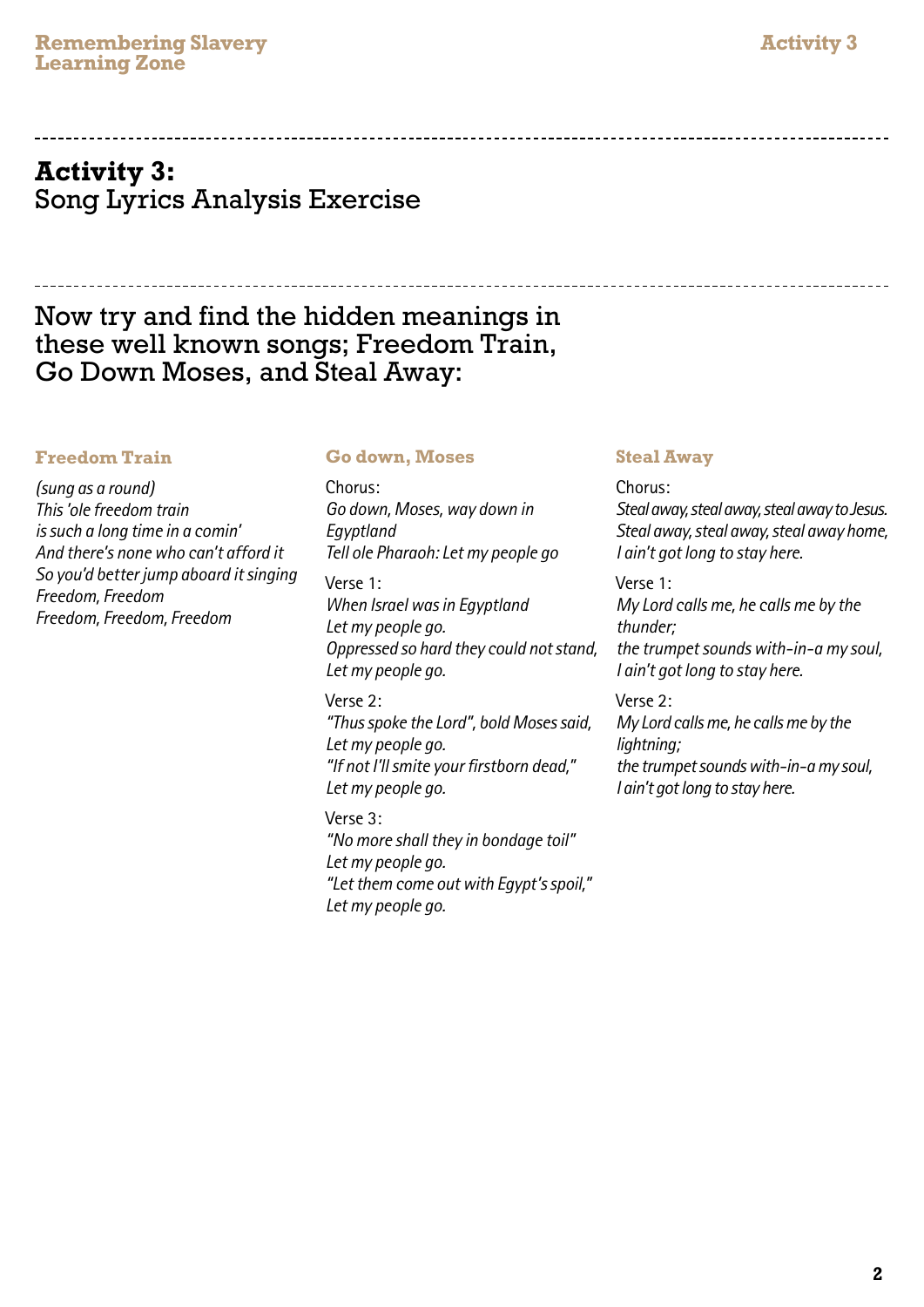# Activity 3:
Song Lyrics Analysis Exercise

## Now try and find the hidden meanings in these well known songs; Freedom Train, Go Down Moses, and Steal Away:

### Freedom Train

*(sung as a round)*
*This 'ole freedom train*
*is such a long time in a comin'*
*And there's none who can't afford it*
*So you'd better jump aboard it singing*
*Freedom, Freedom*
*Freedom, Freedom, Freedom*

### Go down, Moses

Chorus:
*Go down, Moses, way down in Egyptland*
*Tell ole Pharaoh: Let my people go*

Verse 1:
*When Israel was in Egyptland*
*Let my people go.*
*Oppressed so hard they could not stand,*
*Let my people go.*

Verse 2:
*"Thus spoke the Lord", bold Moses said,*
*Let my people go.*
*"If not I'll smite your firstborn dead,"*
*Let my people go.*

Verse 3:
*"No more shall they in bondage toil"*
*Let my people go.*
*"Let them come out with Egypt's spoil,"*
*Let my people go.*

### Steal Away

Chorus:
*Steal away, steal away, steal away to Jesus.*
*Steal away, steal away, steal away home,*
*I ain't got long to stay here.*

Verse 1:
*My Lord calls me, he calls me by the thunder;*
*the trumpet sounds with-in-a my soul,*
*I ain't got long to stay here.*

Verse 2:
*My Lord calls me, he calls me by the lightning;*
*the trumpet sounds with-in-a my soul,*
*I ain't got long to stay here.*